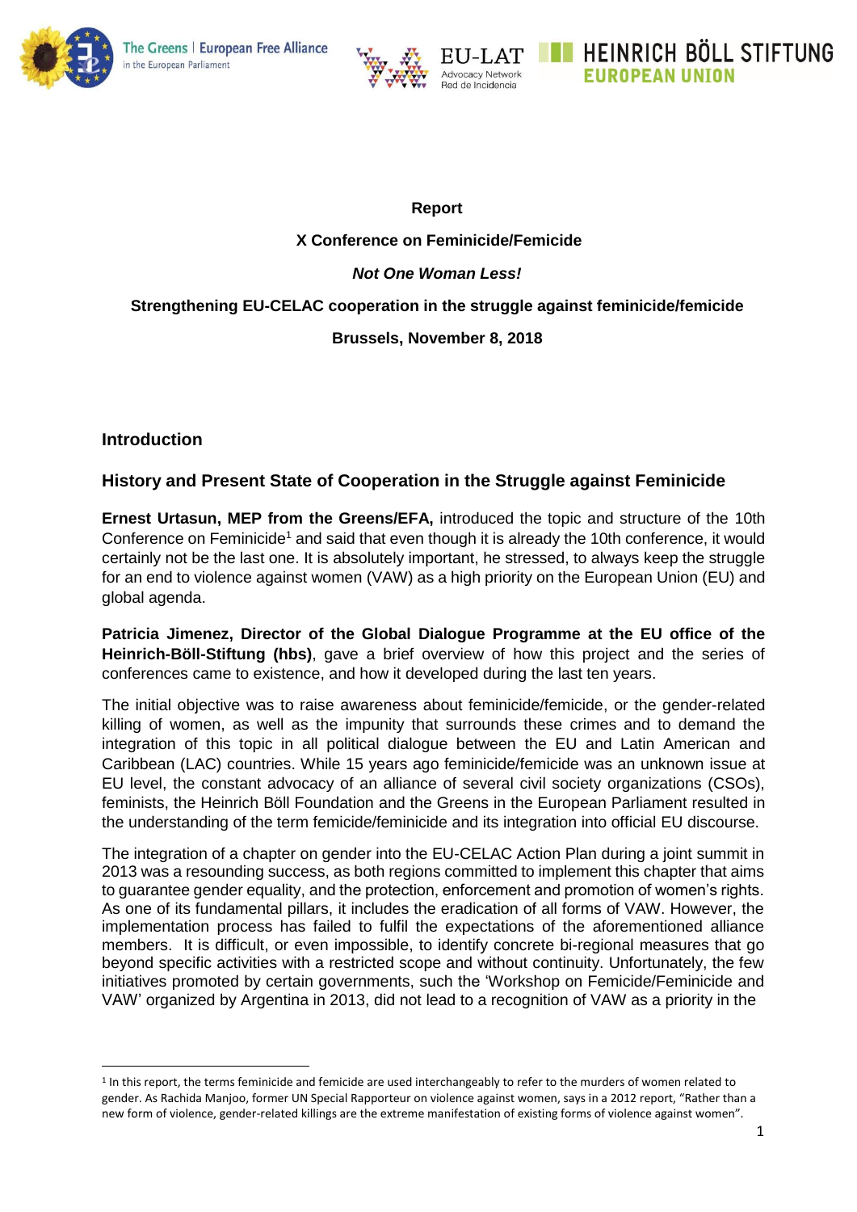**Report**

**X Conference on Feminicide/Femicide**

***Not One Woman Less!***

**Strengthening EU-CELAC cooperation in the struggle against feminicide/femicide**

**Brussels, November 8, 2018**

## Introduction

## History and Present State of Cooperation in the Struggle against Feminicide

**Ernest Urtasun, MEP from the Greens/EFA,** introduced the topic and structure of the 10th Conference on Feminicide[1] and said that even though it is already the 10th conference, it would certainly not be the last one. It is absolutely important, he stressed, to always keep the struggle for an end to violence against women (VAW) as a high priority on the European Union (EU) and global agenda.

**Patricia Jimenez, Director of the Global Dialogue Programme at the EU office of the Heinrich-Böll-Stiftung (hbs)**, gave a brief overview of how this project and the series of conferences came to existence, and how it developed during the last ten years.

The initial objective was to raise awareness about feminicide/femicide, or the gender-related killing of women, as well as the impunity that surrounds these crimes and to demand the integration of this topic in all political dialogue between the EU and Latin American and Caribbean (LAC) countries. While 15 years ago feminicide/femicide was an unknown issue at EU level, the constant advocacy of an alliance of several civil society organizations (CSOs), feminists, the Heinrich Böll Foundation and the Greens in the European Parliament resulted in the understanding of the term femicide/feminicide and its integration into official EU discourse.

The integration of a chapter on gender into the EU-CELAC Action Plan during a joint summit in 2013 was a resounding success, as both regions committed to implement this chapter that aims to guarantee gender equality, and the protection, enforcement and promotion of women's rights. As one of its fundamental pillars, it includes the eradication of all forms of VAW. However, the implementation process has failed to fulfil the expectations of the aforementioned alliance members. It is difficult, or even impossible, to identify concrete bi-regional measures that go beyond specific activities with a restricted scope and without continuity. Unfortunately, the few initiatives promoted by certain governments, such the 'Workshop on Femicide/Feminicide and VAW' organized by Argentina in 2013, did not lead to a recognition of VAW as a priority in the

[1] In this report, the terms feminicide and femicide are used interchangeably to refer to the murders of women related to gender. As Rachida Manjoo, former UN Special Rapporteur on violence against women, says in a 2012 report, "Rather than a new form of violence, gender-related killings are the extreme manifestation of existing forms of violence against women".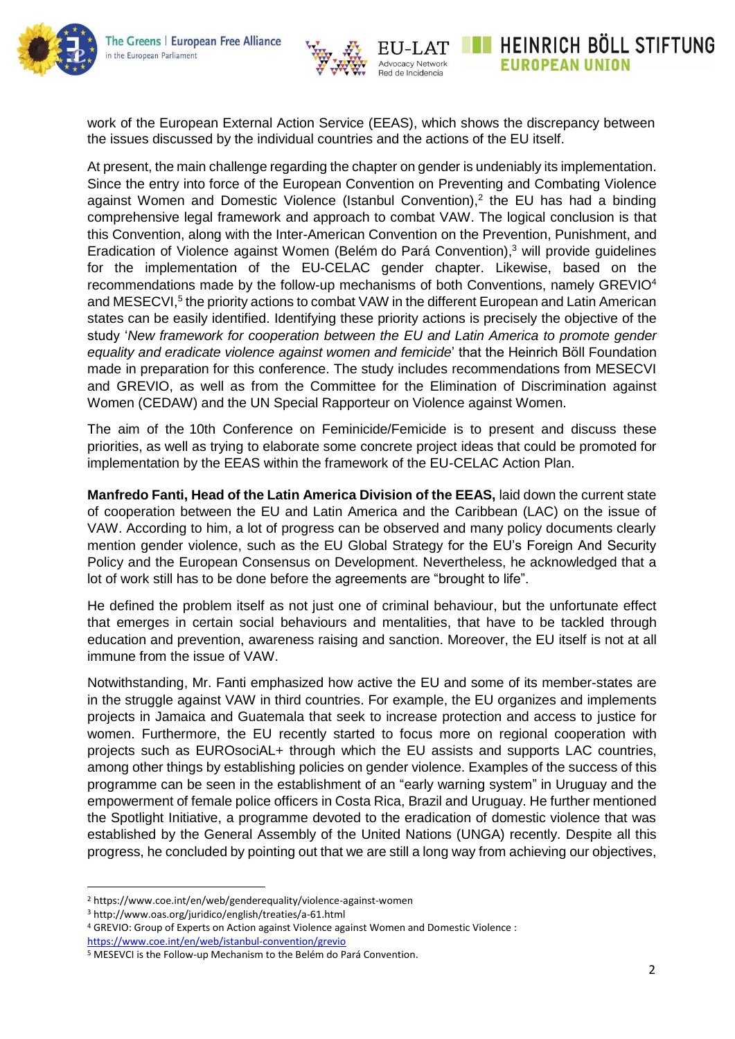work of the European External Action Service (EEAS), which shows the discrepancy between the issues discussed by the individual countries and the actions of the EU itself.

At present, the main challenge regarding the chapter on gender is undeniably its implementation. Since the entry into force of the European Convention on Preventing and Combating Violence against Women and Domestic Violence (Istanbul Convention),[2] the EU has had a binding comprehensive legal framework and approach to combat VAW. The logical conclusion is that this Convention, along with the Inter-American Convention on the Prevention, Punishment, and Eradication of Violence against Women (Belém do Pará Convention),[3] will provide guidelines for the implementation of the EU-CELAC gender chapter. Likewise, based on the recommendations made by the follow-up mechanisms of both Conventions, namely GREVIO[4] and MESECVI,[5] the priority actions to combat VAW in the different European and Latin American states can be easily identified. Identifying these priority actions is precisely the objective of the study '*New framework for cooperation between the EU and Latin America to promote gender equality and eradicate violence against women and femicide*' that the Heinrich Böll Foundation made in preparation for this conference. The study includes recommendations from MESECVI and GREVIO, as well as from the Committee for the Elimination of Discrimination against Women (CEDAW) and the UN Special Rapporteur on Violence against Women.

The aim of the 10th Conference on Feminicide/Femicide is to present and discuss these priorities, as well as trying to elaborate some concrete project ideas that could be promoted for implementation by the EEAS within the framework of the EU-CELAC Action Plan.

**Manfredo Fanti, Head of the Latin America Division of the EEAS,** laid down the current state of cooperation between the EU and Latin America and the Caribbean (LAC) on the issue of VAW. According to him, a lot of progress can be observed and many policy documents clearly mention gender violence, such as the EU Global Strategy for the EU's Foreign And Security Policy and the European Consensus on Development. Nevertheless, he acknowledged that a lot of work still has to be done before the agreements are "brought to life".

He defined the problem itself as not just one of criminal behaviour, but the unfortunate effect that emerges in certain social behaviours and mentalities, that have to be tackled through education and prevention, awareness raising and sanction. Moreover, the EU itself is not at all immune from the issue of VAW.

Notwithstanding, Mr. Fanti emphasized how active the EU and some of its member-states are in the struggle against VAW in third countries. For example, the EU organizes and implements projects in Jamaica and Guatemala that seek to increase protection and access to justice for women. Furthermore, the EU recently started to focus more on regional cooperation with projects such as EUROsociAL+ through which the EU assists and supports LAC countries, among other things by establishing policies on gender violence. Examples of the success of this programme can be seen in the establishment of an "early warning system" in Uruguay and the empowerment of female police officers in Costa Rica, Brazil and Uruguay. He further mentioned the Spotlight Initiative, a programme devoted to the eradication of domestic violence that was established by the General Assembly of the United Nations (UNGA) recently. Despite all this progress, he concluded by pointing out that we are still a long way from achieving our objectives,

---

[2] https://www.coe.int/en/web/genderequality/violence-against-women

[3] http://www.oas.org/juridico/english/treaties/a-61.html

[4] GREVIO: Group of Experts on Action against Violence against Women and Domestic Violence : https://www.coe.int/en/web/istanbul-convention/grevio

[5] MESEVCI is the Follow-up Mechanism to the Belém do Pará Convention.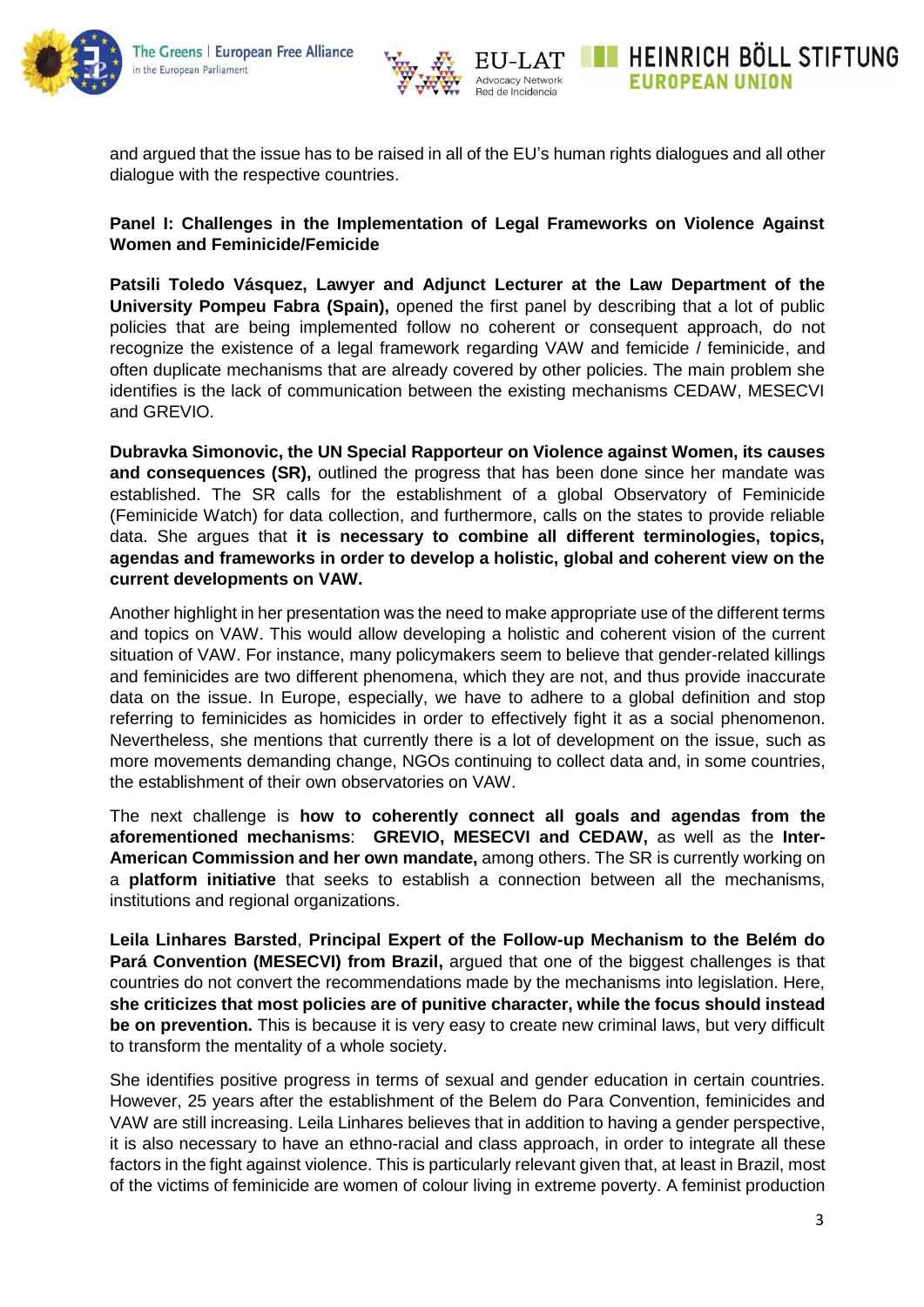and argued that the issue has to be raised in all of the EU's human rights dialogues and all other dialogue with the respective countries.

**Panel I: Challenges in the Implementation of Legal Frameworks on Violence Against Women and Feminicide/Femicide**

**Patsili Toledo Vásquez, Lawyer and Adjunct Lecturer at the Law Department of the University Pompeu Fabra (Spain),** opened the first panel by describing that a lot of public policies that are being implemented follow no coherent or consequent approach, do not recognize the existence of a legal framework regarding VAW and femicide / feminicide, and often duplicate mechanisms that are already covered by other policies. The main problem she identifies is the lack of communication between the existing mechanisms CEDAW, MESECVI and GREVIO.

**Dubravka Simonovic, the UN Special Rapporteur on Violence against Women, its causes and consequences (SR),** outlined the progress that has been done since her mandate was established. The SR calls for the establishment of a global Observatory of Feminicide (Feminicide Watch) for data collection, and furthermore, calls on the states to provide reliable data. She argues that **it is necessary to combine all different terminologies, topics, agendas and frameworks in order to develop a holistic, global and coherent view on the current developments on VAW.**

Another highlight in her presentation was the need to make appropriate use of the different terms and topics on VAW. This would allow developing a holistic and coherent vision of the current situation of VAW. For instance, many policymakers seem to believe that gender-related killings and feminicides are two different phenomena, which they are not, and thus provide inaccurate data on the issue. In Europe, especially, we have to adhere to a global definition and stop referring to feminicides as homicides in order to effectively fight it as a social phenomenon. Nevertheless, she mentions that currently there is a lot of development on the issue, such as more movements demanding change, NGOs continuing to collect data and, in some countries, the establishment of their own observatories on VAW.

The next challenge is **how to coherently connect all goals and agendas from the aforementioned mechanisms**: **GREVIO, MESECVI and CEDAW,** as well as the **Inter-American Commission and her own mandate,** among others. The SR is currently working on a **platform initiative** that seeks to establish a connection between all the mechanisms, institutions and regional organizations.

**Leila Linhares Barsted**, **Principal Expert of the Follow-up Mechanism to the Belém do Pará Convention (MESECVI) from Brazil,** argued that one of the biggest challenges is that countries do not convert the recommendations made by the mechanisms into legislation. Here, **she criticizes that most policies are of punitive character, while the focus should instead be on prevention.** This is because it is very easy to create new criminal laws, but very difficult to transform the mentality of a whole society.

She identifies positive progress in terms of sexual and gender education in certain countries. However, 25 years after the establishment of the Belem do Para Convention, feminicides and VAW are still increasing. Leila Linhares believes that in addition to having a gender perspective, it is also necessary to have an ethno-racial and class approach, in order to integrate all these factors in the fight against violence. This is particularly relevant given that, at least in Brazil, most of the victims of feminicide are women of colour living in extreme poverty. A feminist production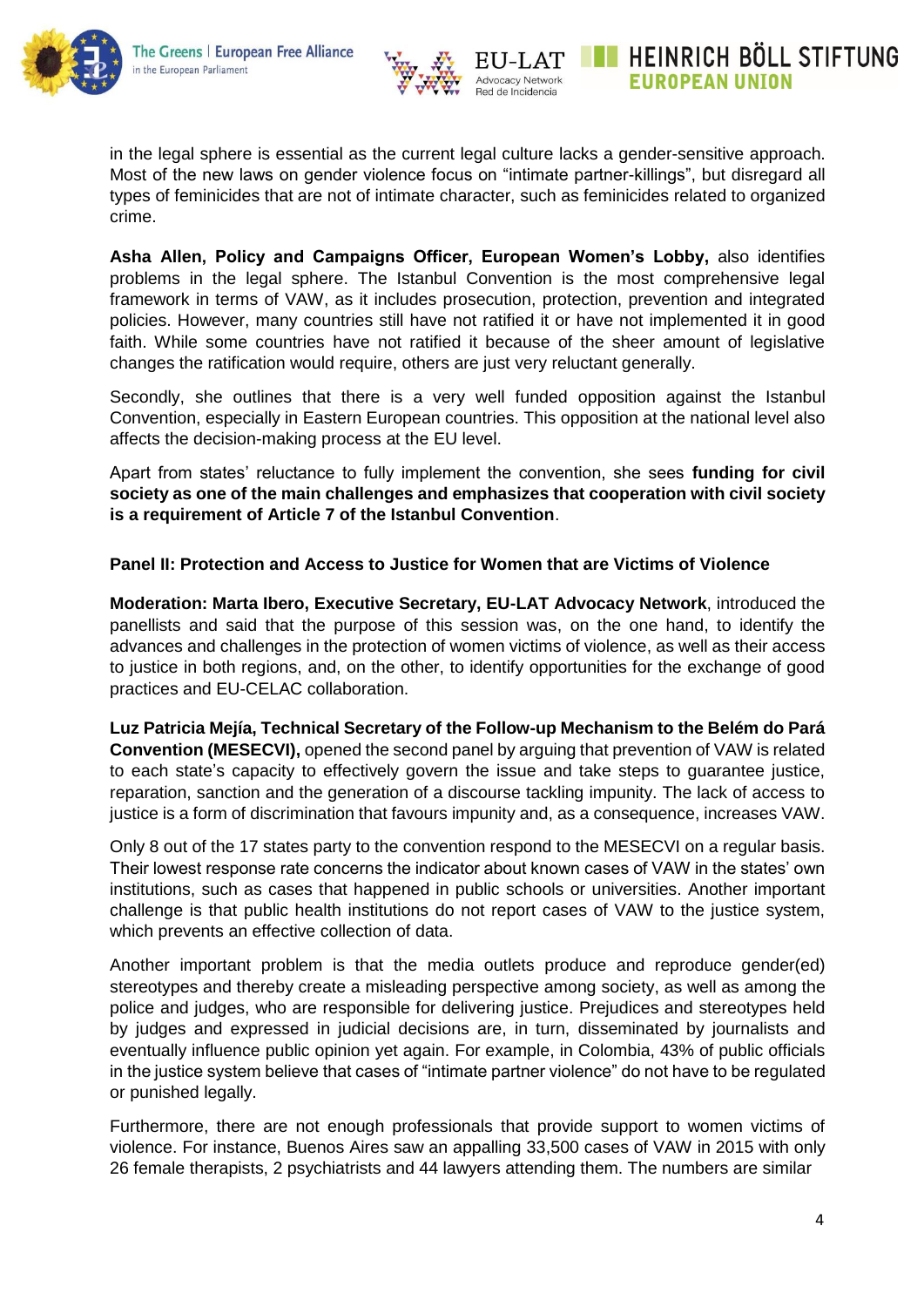in the legal sphere is essential as the current legal culture lacks a gender-sensitive approach. Most of the new laws on gender violence focus on "intimate partner-killings", but disregard all types of feminicides that are not of intimate character, such as feminicides related to organized crime.

**Asha Allen, Policy and Campaigns Officer, European Women's Lobby,** also identifies problems in the legal sphere. The Istanbul Convention is the most comprehensive legal framework in terms of VAW, as it includes prosecution, protection, prevention and integrated policies. However, many countries still have not ratified it or have not implemented it in good faith. While some countries have not ratified it because of the sheer amount of legislative changes the ratification would require, others are just very reluctant generally.

Secondly, she outlines that there is a very well funded opposition against the Istanbul Convention, especially in Eastern European countries. This opposition at the national level also affects the decision-making process at the EU level.

Apart from states' reluctance to fully implement the convention, she sees **funding for civil society as one of the main challenges and emphasizes that cooperation with civil society is a requirement of Article 7 of the Istanbul Convention**.

**Panel II: Protection and Access to Justice for Women that are Victims of Violence**

**Moderation: Marta Ibero, Executive Secretary, EU-LAT Advocacy Network**, introduced the panellists and said that the purpose of this session was, on the one hand, to identify the advances and challenges in the protection of women victims of violence, as well as their access to justice in both regions, and, on the other, to identify opportunities for the exchange of good practices and EU-CELAC collaboration.

**Luz Patricia Mejía, Technical Secretary of the Follow-up Mechanism to the Belém do Pará Convention (MESECVI),** opened the second panel by arguing that prevention of VAW is related to each state's capacity to effectively govern the issue and take steps to guarantee justice, reparation, sanction and the generation of a discourse tackling impunity. The lack of access to justice is a form of discrimination that favours impunity and, as a consequence, increases VAW.

Only 8 out of the 17 states party to the convention respond to the MESECVI on a regular basis. Their lowest response rate concerns the indicator about known cases of VAW in the states' own institutions, such as cases that happened in public schools or universities. Another important challenge is that public health institutions do not report cases of VAW to the justice system, which prevents an effective collection of data.

Another important problem is that the media outlets produce and reproduce gender(ed) stereotypes and thereby create a misleading perspective among society, as well as among the police and judges, who are responsible for delivering justice. Prejudices and stereotypes held by judges and expressed in judicial decisions are, in turn, disseminated by journalists and eventually influence public opinion yet again. For example, in Colombia, 43% of public officials in the justice system believe that cases of "intimate partner violence" do not have to be regulated or punished legally.

Furthermore, there are not enough professionals that provide support to women victims of violence. For instance, Buenos Aires saw an appalling 33,500 cases of VAW in 2015 with only 26 female therapists, 2 psychiatrists and 44 lawyers attending them. The numbers are similar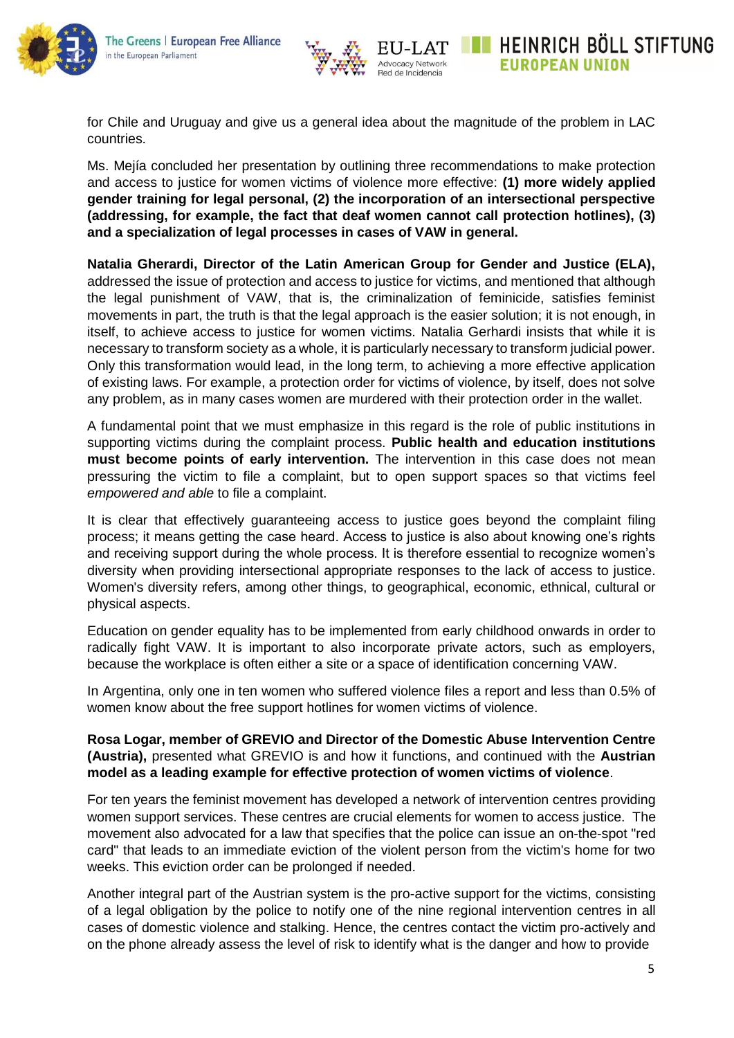for Chile and Uruguay and give us a general idea about the magnitude of the problem in LAC countries.

Ms. Mejía concluded her presentation by outlining three recommendations to make protection and access to justice for women victims of violence more effective: **(1) more widely applied gender training for legal personal, (2) the incorporation of an intersectional perspective (addressing, for example, the fact that deaf women cannot call protection hotlines), (3) and a specialization of legal processes in cases of VAW in general.**

**Natalia Gherardi, Director of the Latin American Group for Gender and Justice (ELA),** addressed the issue of protection and access to justice for victims, and mentioned that although the legal punishment of VAW, that is, the criminalization of feminicide, satisfies feminist movements in part, the truth is that the legal approach is the easier solution; it is not enough, in itself, to achieve access to justice for women victims. Natalia Gerhardi insists that while it is necessary to transform society as a whole, it is particularly necessary to transform judicial power. Only this transformation would lead, in the long term, to achieving a more effective application of existing laws. For example, a protection order for victims of violence, by itself, does not solve any problem, as in many cases women are murdered with their protection order in the wallet.

A fundamental point that we must emphasize in this regard is the role of public institutions in supporting victims during the complaint process. **Public health and education institutions must become points of early intervention.** The intervention in this case does not mean pressuring the victim to file a complaint, but to open support spaces so that victims feel *empowered and able* to file a complaint.

It is clear that effectively guaranteeing access to justice goes beyond the complaint filing process; it means getting the case heard. Access to justice is also about knowing one's rights and receiving support during the whole process. It is therefore essential to recognize women's diversity when providing intersectional appropriate responses to the lack of access to justice. Women's diversity refers, among other things, to geographical, economic, ethnical, cultural or physical aspects.

Education on gender equality has to be implemented from early childhood onwards in order to radically fight VAW. It is important to also incorporate private actors, such as employers, because the workplace is often either a site or a space of identification concerning VAW.

In Argentina, only one in ten women who suffered violence files a report and less than 0.5% of women know about the free support hotlines for women victims of violence.

**Rosa Logar, member of GREVIO and Director of the Domestic Abuse Intervention Centre (Austria),** presented what GREVIO is and how it functions, and continued with the **Austrian model as a leading example for effective protection of women victims of violence**.

For ten years the feminist movement has developed a network of intervention centres providing women support services. These centres are crucial elements for women to access justice. The movement also advocated for a law that specifies that the police can issue an on-the-spot "red card" that leads to an immediate eviction of the violent person from the victim's home for two weeks. This eviction order can be prolonged if needed.

Another integral part of the Austrian system is the pro-active support for the victims, consisting of a legal obligation by the police to notify one of the nine regional intervention centres in all cases of domestic violence and stalking. Hence, the centres contact the victim pro-actively and on the phone already assess the level of risk to identify what is the danger and how to provide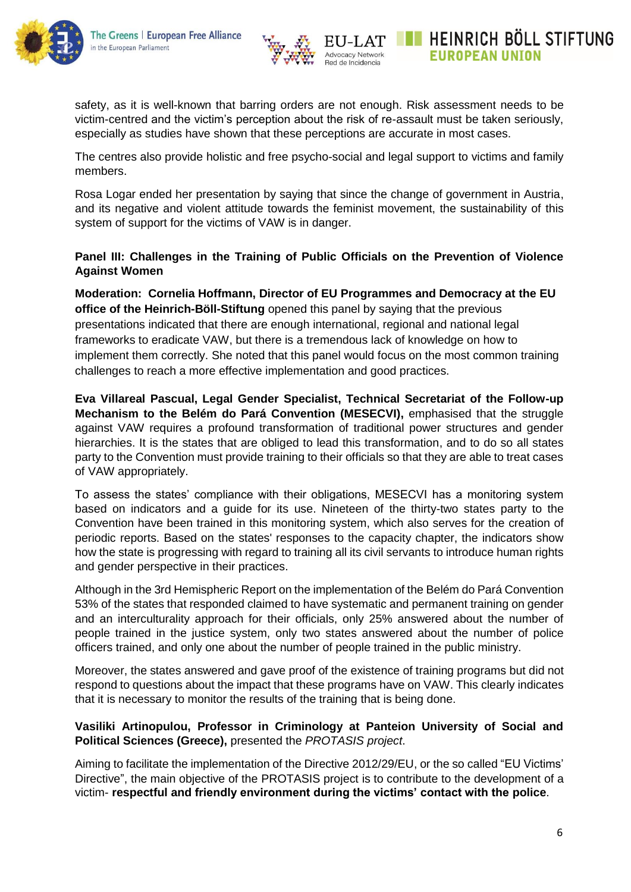safety, as it is well-known that barring orders are not enough. Risk assessment needs to be victim-centred and the victim's perception about the risk of re-assault must be taken seriously, especially as studies have shown that these perceptions are accurate in most cases.

The centres also provide holistic and free psycho-social and legal support to victims and family members.

Rosa Logar ended her presentation by saying that since the change of government in Austria, and its negative and violent attitude towards the feminist movement, the sustainability of this system of support for the victims of VAW is in danger.

**Panel III: Challenges in the Training of Public Officials on the Prevention of Violence Against Women**

**Moderation: Cornelia Hoffmann, Director of EU Programmes and Democracy at the EU office of the Heinrich-Böll-Stiftung** opened this panel by saying that the previous presentations indicated that there are enough international, regional and national legal frameworks to eradicate VAW, but there is a tremendous lack of knowledge on how to implement them correctly. She noted that this panel would focus on the most common training challenges to reach a more effective implementation and good practices.

**Eva Villareal Pascual, Legal Gender Specialist, Technical Secretariat of the Follow-up Mechanism to the Belém do Pará Convention (MESECVI),** emphasised that the struggle against VAW requires a profound transformation of traditional power structures and gender hierarchies. It is the states that are obliged to lead this transformation, and to do so all states party to the Convention must provide training to their officials so that they are able to treat cases of VAW appropriately.

To assess the states' compliance with their obligations, MESECVI has a monitoring system based on indicators and a guide for its use. Nineteen of the thirty-two states party to the Convention have been trained in this monitoring system, which also serves for the creation of periodic reports. Based on the states' responses to the capacity chapter, the indicators show how the state is progressing with regard to training all its civil servants to introduce human rights and gender perspective in their practices.

Although in the 3rd Hemispheric Report on the implementation of the Belém do Pará Convention 53% of the states that responded claimed to have systematic and permanent training on gender and an interculturality approach for their officials, only 25% answered about the number of people trained in the justice system, only two states answered about the number of police officers trained, and only one about the number of people trained in the public ministry.

Moreover, the states answered and gave proof of the existence of training programs but did not respond to questions about the impact that these programs have on VAW. This clearly indicates that it is necessary to monitor the results of the training that is being done.

**Vasiliki Artinopulou, Professor in Criminology at Panteion University of Social and Political Sciences (Greece),** presented the *PROTASIS project*.

Aiming to facilitate the implementation of the Directive 2012/29/EU, or the so called "EU Victims' Directive", the main objective of the PROTASIS project is to contribute to the development of a victim- **respectful and friendly environment during the victims' contact with the police**.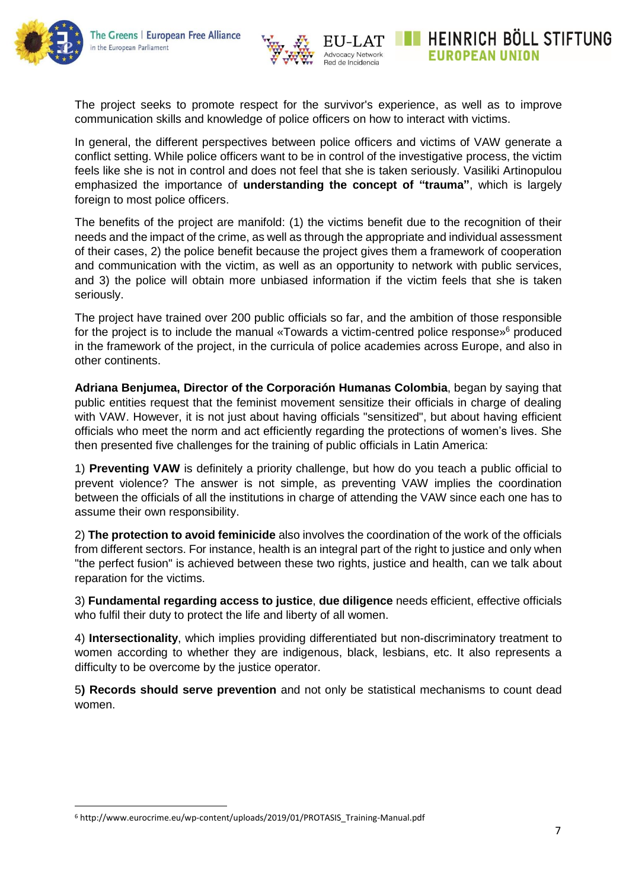The project seeks to promote respect for the survivor's experience, as well as to improve communication skills and knowledge of police officers on how to interact with victims.

In general, the different perspectives between police officers and victims of VAW generate a conflict setting. While police officers want to be in control of the investigative process, the victim feels like she is not in control and does not feel that she is taken seriously. Vasiliki Artinopulou emphasized the importance of **understanding the concept of "trauma"**, which is largely foreign to most police officers.

The benefits of the project are manifold: (1) the victims benefit due to the recognition of their needs and the impact of the crime, as well as through the appropriate and individual assessment of their cases, 2) the police benefit because the project gives them a framework of cooperation and communication with the victim, as well as an opportunity to network with public services, and 3) the police will obtain more unbiased information if the victim feels that she is taken seriously.

The project have trained over 200 public officials so far, and the ambition of those responsible for the project is to include the manual «Towards a victim-centred police response»[6] produced in the framework of the project, in the curricula of police academies across Europe, and also in other continents.

**Adriana Benjumea, Director of the Corporación Humanas Colombia**, began by saying that public entities request that the feminist movement sensitize their officials in charge of dealing with VAW. However, it is not just about having officials "sensitized", but about having efficient officials who meet the norm and act efficiently regarding the protections of women's lives. She then presented five challenges for the training of public officials in Latin America:

1) **Preventing VAW** is definitely a priority challenge, but how do you teach a public official to prevent violence? The answer is not simple, as preventing VAW implies the coordination between the officials of all the institutions in charge of attending the VAW since each one has to assume their own responsibility.

2) **The protection to avoid feminicide** also involves the coordination of the work of the officials from different sectors. For instance, health is an integral part of the right to justice and only when "the perfect fusion" is achieved between these two rights, justice and health, can we talk about reparation for the victims.

3) **Fundamental regarding access to justice**, **due diligence** needs efficient, effective officials who fulfil their duty to protect the life and liberty of all women.

4) **Intersectionality**, which implies providing differentiated but non-discriminatory treatment to women according to whether they are indigenous, black, lesbians, etc. It also represents a difficulty to be overcome by the justice operator.

5**) Records should serve prevention** and not only be statistical mechanisms to count dead women.

[6] http://www.eurocrime.eu/wp-content/uploads/2019/01/PROTASIS_Training-Manual.pdf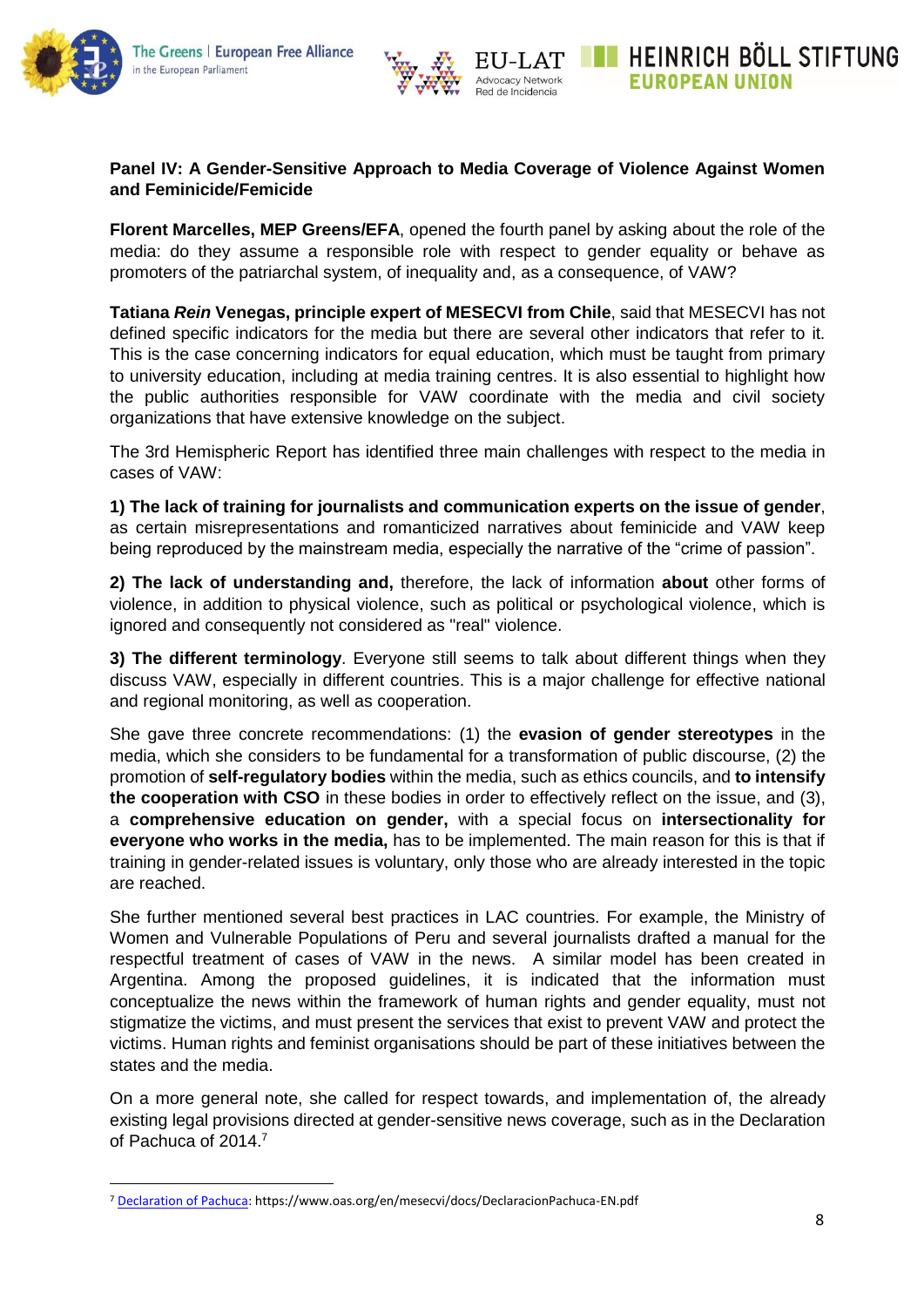**Panel IV: A Gender-Sensitive Approach to Media Coverage of Violence Against Women and Feminicide/Femicide**

**Florent Marcelles, MEP Greens/EFA**, opened the fourth panel by asking about the role of the media: do they assume a responsible role with respect to gender equality or behave as promoters of the patriarchal system, of inequality and, as a consequence, of VAW?

**Tatiana *Rein* Venegas, principle expert of MESECVI from Chile**, said that MESECVI has not defined specific indicators for the media but there are several other indicators that refer to it. This is the case concerning indicators for equal education, which must be taught from primary to university education, including at media training centres. It is also essential to highlight how the public authorities responsible for VAW coordinate with the media and civil society organizations that have extensive knowledge on the subject.

The 3rd Hemispheric Report has identified three main challenges with respect to the media in cases of VAW:

**1) The lack of training for journalists and communication experts on the issue of gender**, as certain misrepresentations and romanticized narratives about feminicide and VAW keep being reproduced by the mainstream media, especially the narrative of the "crime of passion".

**2) The lack of understanding and,** therefore, the lack of information **about** other forms of violence, in addition to physical violence, such as political or psychological violence, which is ignored and consequently not considered as "real" violence.

**3) The different terminology**. Everyone still seems to talk about different things when they discuss VAW, especially in different countries. This is a major challenge for effective national and regional monitoring, as well as cooperation.

She gave three concrete recommendations: (1) the **evasion of gender stereotypes** in the media, which she considers to be fundamental for a transformation of public discourse, (2) the promotion of **self-regulatory bodies** within the media, such as ethics councils, and **to intensify the cooperation with CSO** in these bodies in order to effectively reflect on the issue, and (3), a **comprehensive education on gender,** with a special focus on **intersectionality for everyone who works in the media,** has to be implemented. The main reason for this is that if training in gender-related issues is voluntary, only those who are already interested in the topic are reached.

She further mentioned several best practices in LAC countries. For example, the Ministry of Women and Vulnerable Populations of Peru and several journalists drafted a manual for the respectful treatment of cases of VAW in the news. A similar model has been created in Argentina. Among the proposed guidelines, it is indicated that the information must conceptualize the news within the framework of human rights and gender equality, must not stigmatize the victims, and must present the services that exist to prevent VAW and protect the victims. Human rights and feminist organisations should be part of these initiatives between the states and the media.

On a more general note, she called for respect towards, and implementation of, the already existing legal provisions directed at gender-sensitive news coverage, such as in the Declaration of Pachuca of 2014.[7]

---

[7] Declaration of Pachuca: https://www.oas.org/en/mesecvi/docs/DeclaracionPachuca-EN.pdf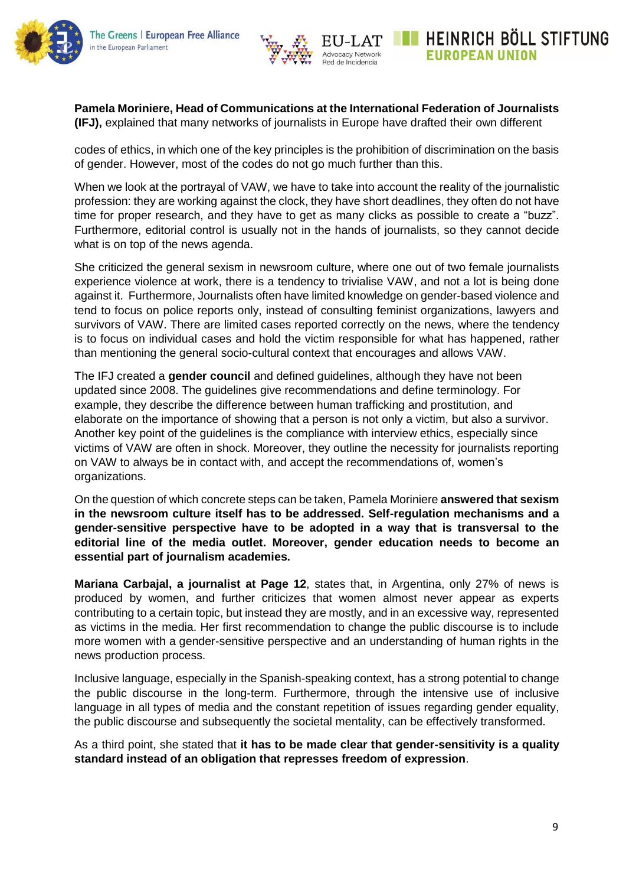**Pamela Moriniere, Head of Communications at the International Federation of Journalists (IFJ),** explained that many networks of journalists in Europe have drafted their own different

codes of ethics, in which one of the key principles is the prohibition of discrimination on the basis of gender. However, most of the codes do not go much further than this.

When we look at the portrayal of VAW, we have to take into account the reality of the journalistic profession: they are working against the clock, they have short deadlines, they often do not have time for proper research, and they have to get as many clicks as possible to create a "buzz". Furthermore, editorial control is usually not in the hands of journalists, so they cannot decide what is on top of the news agenda.

She criticized the general sexism in newsroom culture, where one out of two female journalists experience violence at work, there is a tendency to trivialise VAW, and not a lot is being done against it. Furthermore, Journalists often have limited knowledge on gender-based violence and tend to focus on police reports only, instead of consulting feminist organizations, lawyers and survivors of VAW. There are limited cases reported correctly on the news, where the tendency is to focus on individual cases and hold the victim responsible for what has happened, rather than mentioning the general socio-cultural context that encourages and allows VAW.

The IFJ created a **gender council** and defined guidelines, although they have not been updated since 2008. The guidelines give recommendations and define terminology. For example, they describe the difference between human trafficking and prostitution, and elaborate on the importance of showing that a person is not only a victim, but also a survivor. Another key point of the guidelines is the compliance with interview ethics, especially since victims of VAW are often in shock. Moreover, they outline the necessity for journalists reporting on VAW to always be in contact with, and accept the recommendations of, women's organizations.

On the question of which concrete steps can be taken, Pamela Moriniere **answered that sexism in the newsroom culture itself has to be addressed. Self-regulation mechanisms and a gender-sensitive perspective have to be adopted in a way that is transversal to the editorial line of the media outlet. Moreover, gender education needs to become an essential part of journalism academies.**

**Mariana Carbajal, a journalist at Page 12**, states that, in Argentina, only 27% of news is produced by women, and further criticizes that women almost never appear as experts contributing to a certain topic, but instead they are mostly, and in an excessive way, represented as victims in the media. Her first recommendation to change the public discourse is to include more women with a gender-sensitive perspective and an understanding of human rights in the news production process.

Inclusive language, especially in the Spanish-speaking context, has a strong potential to change the public discourse in the long-term. Furthermore, through the intensive use of inclusive language in all types of media and the constant repetition of issues regarding gender equality, the public discourse and subsequently the societal mentality, can be effectively transformed.

As a third point, she stated that **it has to be made clear that gender-sensitivity is a quality standard instead of an obligation that represses freedom of expression**.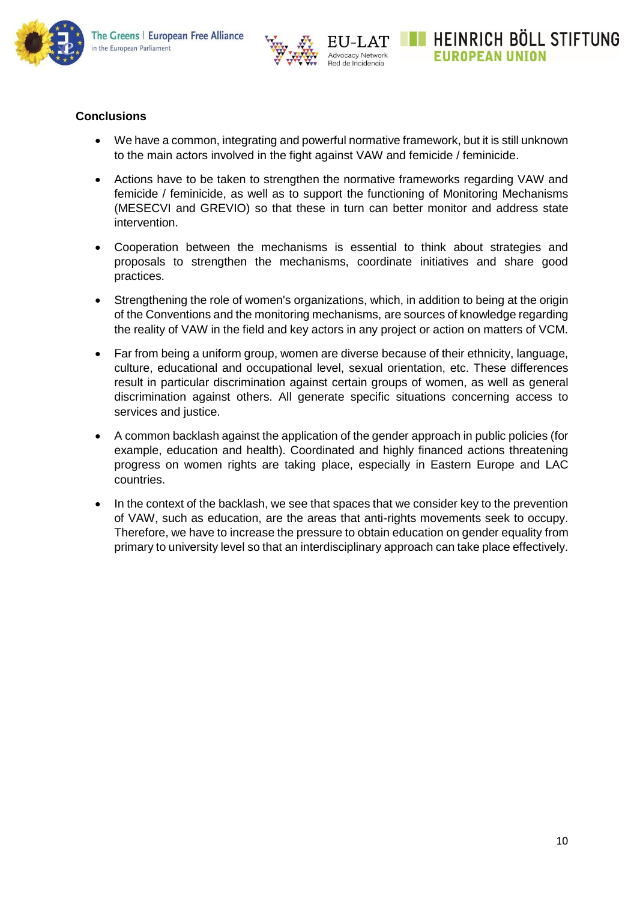**Conclusions**

- We have a common, integrating and powerful normative framework, but it is still unknown to the main actors involved in the fight against VAW and femicide / feminicide.
- Actions have to be taken to strengthen the normative frameworks regarding VAW and femicide / feminicide, as well as to support the functioning of Monitoring Mechanisms (MESECVI and GREVIO) so that these in turn can better monitor and address state intervention.
- Cooperation between the mechanisms is essential to think about strategies and proposals to strengthen the mechanisms, coordinate initiatives and share good practices.
- Strengthening the role of women's organizations, which, in addition to being at the origin of the Conventions and the monitoring mechanisms, are sources of knowledge regarding the reality of VAW in the field and key actors in any project or action on matters of VCM.
- Far from being a uniform group, women are diverse because of their ethnicity, language, culture, educational and occupational level, sexual orientation, etc. These differences result in particular discrimination against certain groups of women, as well as general discrimination against others. All generate specific situations concerning access to services and justice.
- A common backlash against the application of the gender approach in public policies (for example, education and health). Coordinated and highly financed actions threatening progress on women rights are taking place, especially in Eastern Europe and LAC countries.
- In the context of the backlash, we see that spaces that we consider key to the prevention of VAW, such as education, are the areas that anti-rights movements seek to occupy. Therefore, we have to increase the pressure to obtain education on gender equality from primary to university level so that an interdisciplinary approach can take place effectively.